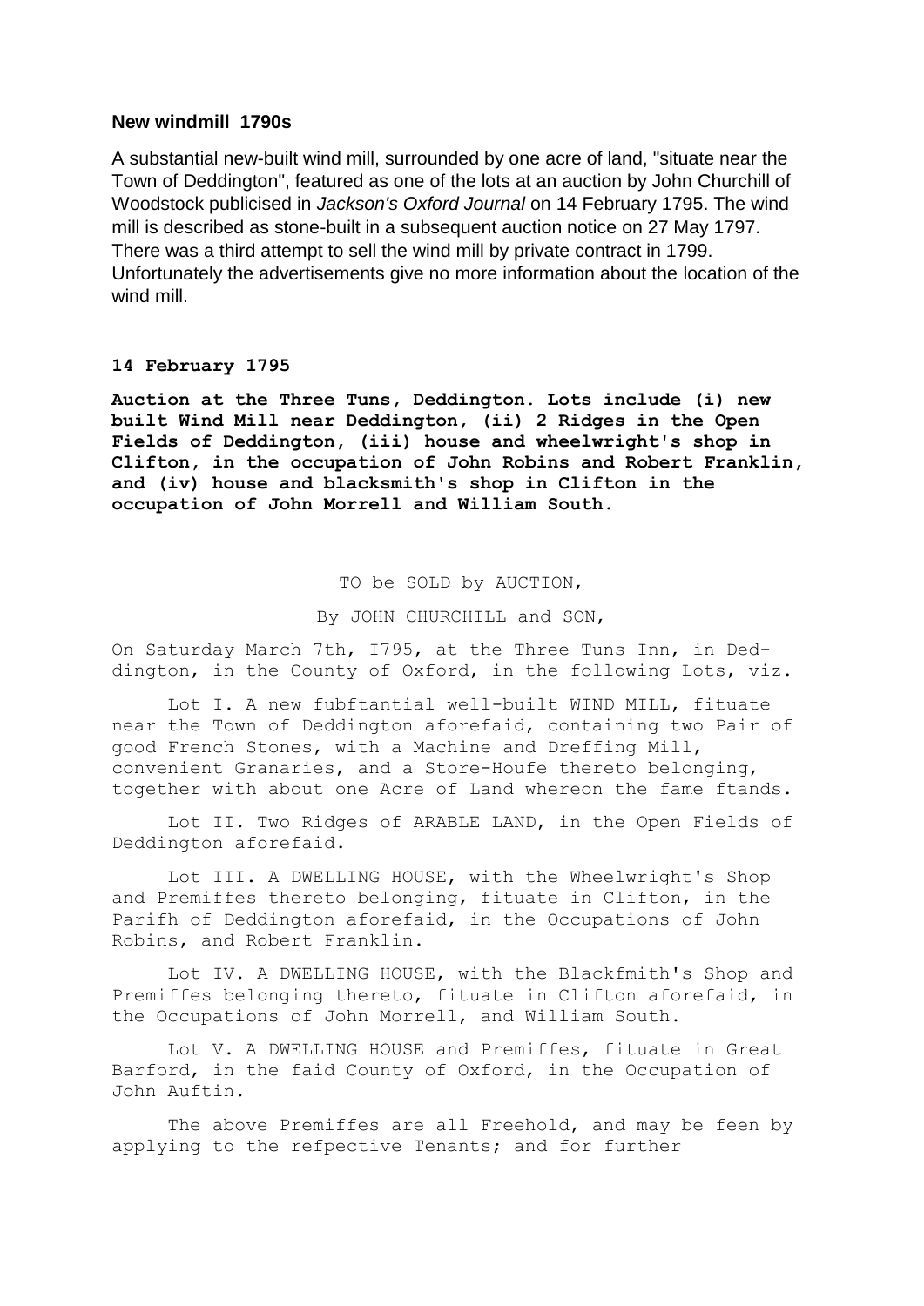**New windmill 1790s**

A substantial new-built wind mill, surrounded by one acre of land, "situate near the Town of Deddington", featured as one of the lots at an auction by John Churchill of Woodstock publicised in *Jackson's Oxford Journal* on 14 February 1795. The wind mill is described as stone-built in a subsequent auction notice on 27 May 1797. There was a third attempt to sell the wind mill by private contract in 1799. Unfortunately the advertisements give no more information about the location of the wind mill.

**14 February 1795**

**Auction at the Three Tuns, Deddington. Lots include (i) new built Wind Mill near Deddington, (ii) 2 Ridges in the Open Fields of Deddington, (iii) house and wheelwright's shop in Clifton, in the occupation of John Robins and Robert Franklin, and (iv) house and blacksmith's shop in Clifton in the occupation of John Morrell and William South.**

TO be SOLD by AUCTION,

By JOHN CHURCHILL and SON,

On Saturday March 7th, I795, at the Three Tuns Inn, in Deddington, in the County of Oxford, in the following Lots, viz.

Lot I. A new fubftantial well-built WIND MILL, fituate near the Town of Deddington aforefaid, containing two Pair of good French Stones, with a Machine and Dreffing Mill, convenient Granaries, and a Store-Houfe thereto belonging, together with about one Acre of Land whereon the fame ftands.

Lot II. Two Ridges of ARABLE LAND, in the Open Fields of Deddington aforefaid.

Lot III. A DWELLING HOUSE, with the Wheelwright's Shop and Premiffes thereto belonging, fituate in Clifton, in the Parifh of Deddington aforefaid, in the Occupations of John Robins, and Robert Franklin.

Lot IV. A DWELLING HOUSE, with the Blackfmith's Shop and Premiffes belonging thereto, fituate in Clifton aforefaid, in the Occupations of John Morrell, and William South.

Lot V. A DWELLING HOUSE and Premiffes, fituate in Great Barford, in the faid County of Oxford, in the Occupation of John Auftin.

The above Premiffes are all Freehold, and may be feen by applying to the refpective Tenants; and for further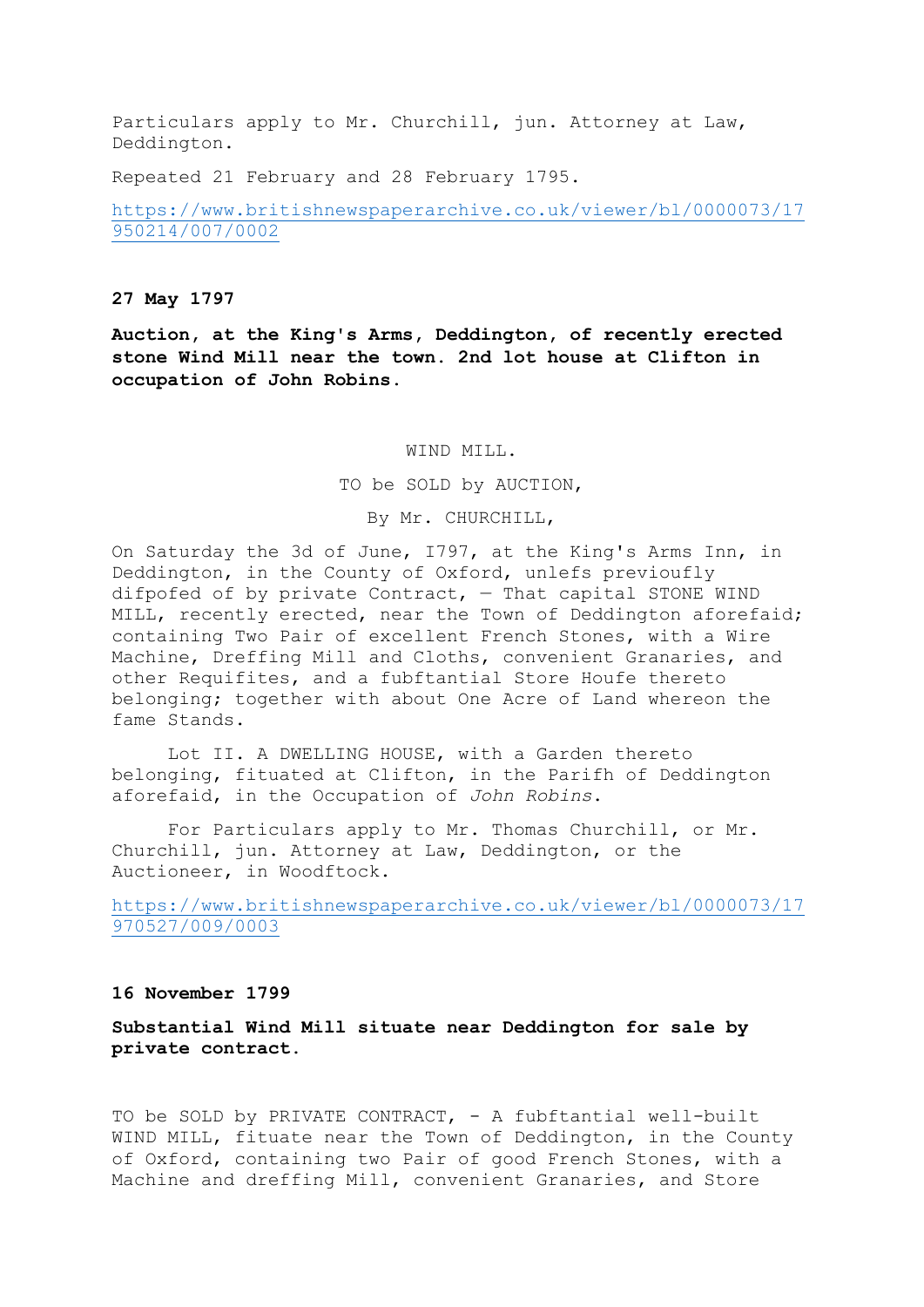Particulars apply to Mr. Churchill, jun. Attorney at Law, Deddington.

Repeated 21 February and 28 February 1795.

https://www.britishnewspaperarchive.co.uk/viewer/bl/0000073/17950214/007/0002

**27 May 1797**

**Auction, at the King's Arms, Deddington, of recently erected stone Wind Mill near the town. 2nd lot house at Clifton in occupation of John Robins.**

WIND MILL.

TO be SOLD by AUCTION,

By Mr. CHURCHILL,

On Saturday the 3d of June, I797, at the King's Arms Inn, in Deddington, in the County of Oxford, unlefs previoufly difpofed of by private Contract, — That capital STONE WIND MILL, recently erected, near the Town of Deddington aforefaid; containing Two Pair of excellent French Stones, with a Wire Machine, Dreffing Mill and Cloths, convenient Granaries, and other Requifites, and a fubftantial Store Houfe thereto belonging; together with about One Acre of Land whereon the fame Stands.

Lot II. A DWELLING HOUSE, with a Garden thereto belonging, fituated at Clifton, in the Parifh of Deddington aforefaid, in the Occupation of *John Robins*.

For Particulars apply to Mr. Thomas Churchill, or Mr. Churchill, jun. Attorney at Law, Deddington, or the Auctioneer, in Woodftock.

https://www.britishnewspaperarchive.co.uk/viewer/bl/0000073/17970527/009/0003

**16 November 1799**

**Substantial Wind Mill situate near Deddington for sale by private contract.**

TO be SOLD by PRIVATE CONTRACT, - A fubftantial well-built WIND MILL, fituate near the Town of Deddington, in the County of Oxford, containing two Pair of good French Stones, with a Machine and dreffing Mill, convenient Granaries, and Store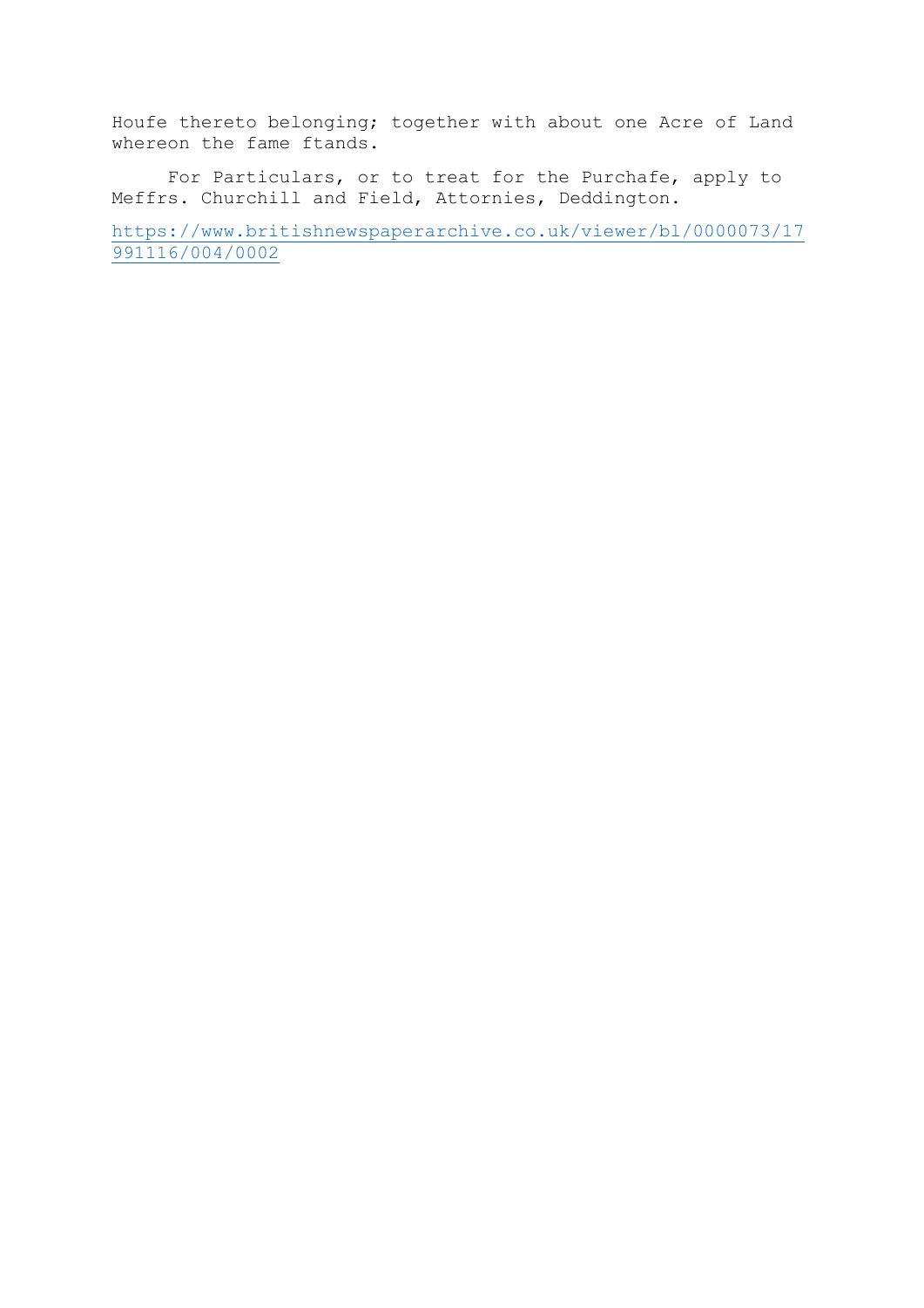Houfe thereto belonging; together with about one Acre of Land whereon the fame ftands.

For Particulars, or to treat for the Purchafe, apply to Meffrs. Churchill and Field, Attornies, Deddington.

https://www.britishnewspaperarchive.co.uk/viewer/bl/0000073/17991116/004/0002